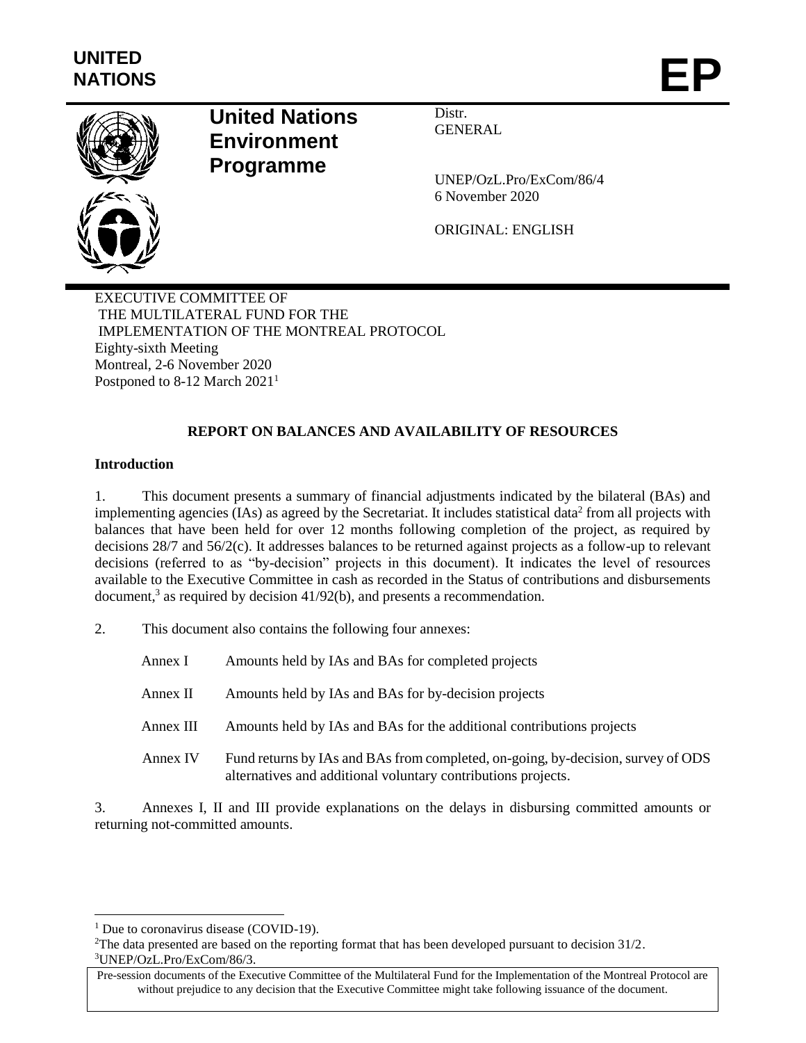UNITED NATIONS

# EP

**United Nations Environment Programme**

Distr.
GENERAL

UNEP/OzL.Pro/ExCom/86/4
6 November 2020

ORIGINAL: ENGLISH

EXECUTIVE COMMITTEE OF
THE MULTILATERAL FUND FOR THE
IMPLEMENTATION OF THE MONTREAL PROTOCOL
Eighty-sixth Meeting
Montreal, 2-6 November 2020
Postponed to 8-12 March 2021[1]

## REPORT ON BALANCES AND AVAILABILITY OF RESOURCES

### Introduction

1. This document presents a summary of financial adjustments indicated by the bilateral (BAs) and implementing agencies (IAs) as agreed by the Secretariat. It includes statistical data[2] from all projects with balances that have been held for over 12 months following completion of the project, as required by decisions 28/7 and 56/2(c). It addresses balances to be returned against projects as a follow-up to relevant decisions (referred to as "by-decision" projects in this document). It indicates the level of resources available to the Executive Committee in cash as recorded in the Status of contributions and disbursements document,[3] as required by decision 41/92(b), and presents a recommendation.

2. This document also contains the following four annexes:

| | |
|---|---|
| Annex I | Amounts held by IAs and BAs for completed projects |
| Annex II | Amounts held by IAs and BAs for by-decision projects |
| Annex III | Amounts held by IAs and BAs for the additional contributions projects |
| Annex IV | Fund returns by IAs and BAs from completed, on-going, by-decision, survey of ODS alternatives and additional voluntary contributions projects. |

3. Annexes I, II and III provide explanations on the delays in disbursing committed amounts or returning not-committed amounts.

[1] Due to coronavirus disease (COVID-19).
[2] The data presented are based on the reporting format that has been developed pursuant to decision 31/2.
[3] UNEP/OzL.Pro/ExCom/86/3.

Pre-session documents of the Executive Committee of the Multilateral Fund for the Implementation of the Montreal Protocol are without prejudice to any decision that the Executive Committee might take following issuance of the document.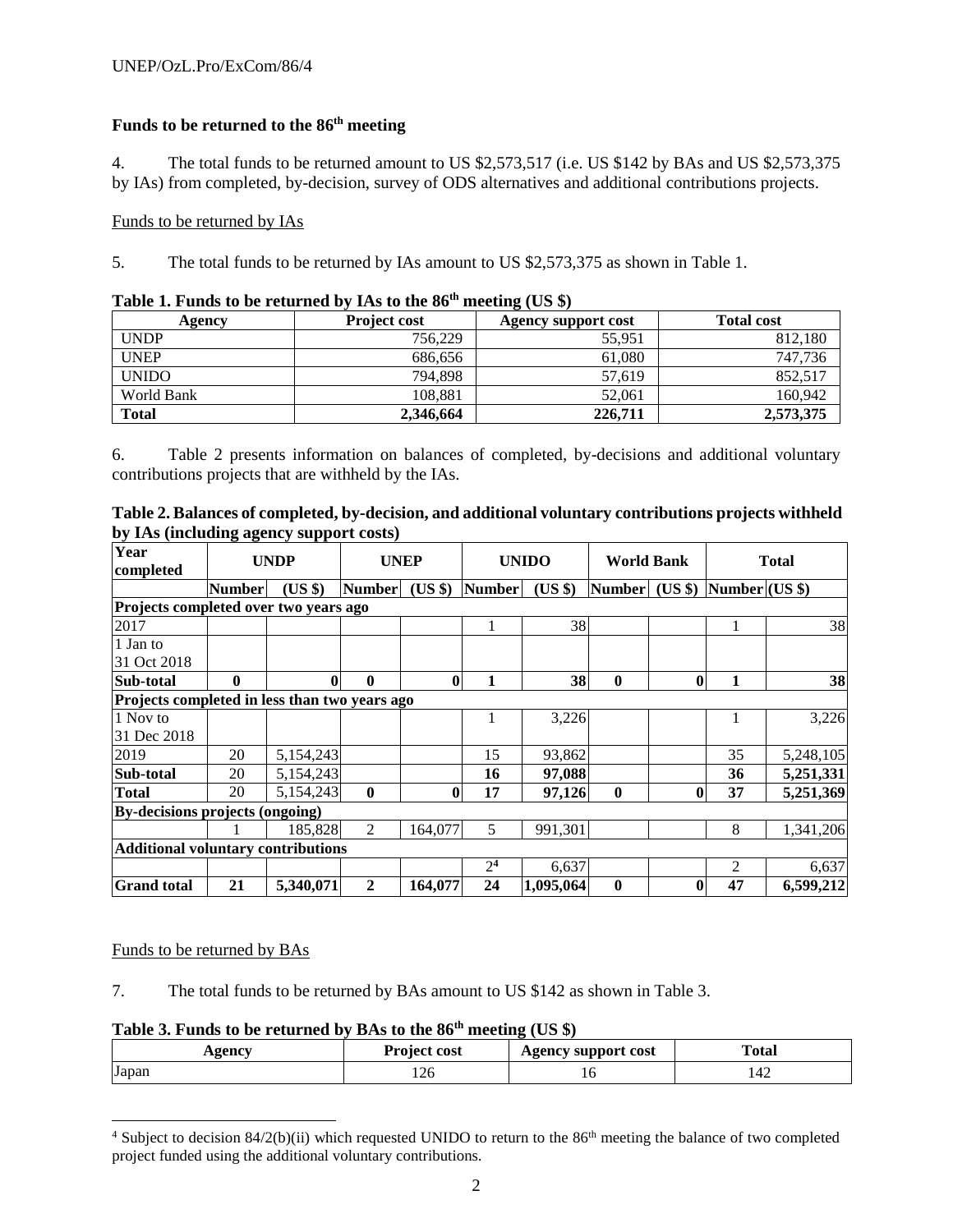### Funds to be returned to the 86th meeting

4. The total funds to be returned amount to US $2,573,517 (i.e. US $142 by BAs and US $2,573,375 by IAs) from completed, by-decision, survey of ODS alternatives and additional contributions projects.

Funds to be returned by IAs

5. The total funds to be returned by IAs amount to US $2,573,375 as shown in Table 1.

**Table 1. Funds to be returned by IAs to the 86th meeting (US $)**

| Agency | Project cost | Agency support cost | Total cost |
|---|---|---|---|
| UNDP | 756,229 | 55,951 | 812,180 |
| UNEP | 686,656 | 61,080 | 747,736 |
| UNIDO | 794,898 | 57,619 | 852,517 |
| World Bank | 108,881 | 52,061 | 160,942 |
| **Total** | **2,346,664** | **226,711** | **2,573,375** |

6. Table 2 presents information on balances of completed, by-decisions and additional voluntary contributions projects that are withheld by the IAs.

**Table 2. Balances of completed, by-decision, and additional voluntary contributions projects withheld by IAs (including agency support costs)**

| Year completed | UNDP | | UNEP | | UNIDO | | World Bank | | Total | |
|---|---|---|---|---|---|---|---|---|---|---|
| | **Number** | **(US $)** | **Number** | **(US $)** | **Number** | **(US $)** | **Number** | **(US $)** | **Number** | **(US $)** |
| **Projects completed over two years ago** | | | | | | | | | | |
| 2017 | | | | | 1 | 38 | | | 1 | 38 |
| 1 Jan to 31 Oct 2018 | | | | | | | | | | |
| **Sub-total** | **0** | **0** | **0** | **0** | **1** | **38** | **0** | **0** | **1** | **38** |
| **Projects completed in less than two years ago** | | | | | | | | | | |
| 1 Nov to 31 Dec 2018 | | | | | 1 | 3,226 | | | 1 | 3,226 |
| 2019 | 20 | 5,154,243 | | | 15 | 93,862 | | | 35 | 5,248,105 |
| **Sub-total** | 20 | 5,154,243 | | | **16** | **97,088** | | | **36** | **5,251,331** |
| **Total** | 20 | 5,154,243 | **0** | **0** | **17** | **97,126** | **0** | **0** | **37** | **5,251,369** |
| **By-decisions projects (ongoing)** | | | | | | | | | | |
| | 1 | 185,828 | 2 | 164,077 | 5 | 991,301 | | | 8 | 1,341,206 |
| **Additional voluntary contributions** | | | | | | | | | | |
| | | | | | 2[4] | 6,637 | | | 2 | 6,637 |
| **Grand total** | **21** | **5,340,071** | **2** | **164,077** | **24** | **1,095,064** | **0** | **0** | **47** | **6,599,212** |

Funds to be returned by BAs

7. The total funds to be returned by BAs amount to US $142 as shown in Table 3.

**Table 3. Funds to be returned by BAs to the 86th meeting (US $)**

| Agency | Project cost | Agency support cost | Total |
|---|---|---|---|
| Japan | 126 | 16 | 142 |

[4] Subject to decision 84/2(b)(ii) which requested UNIDO to return to the 86th meeting the balance of two completed project funded using the additional voluntary contributions.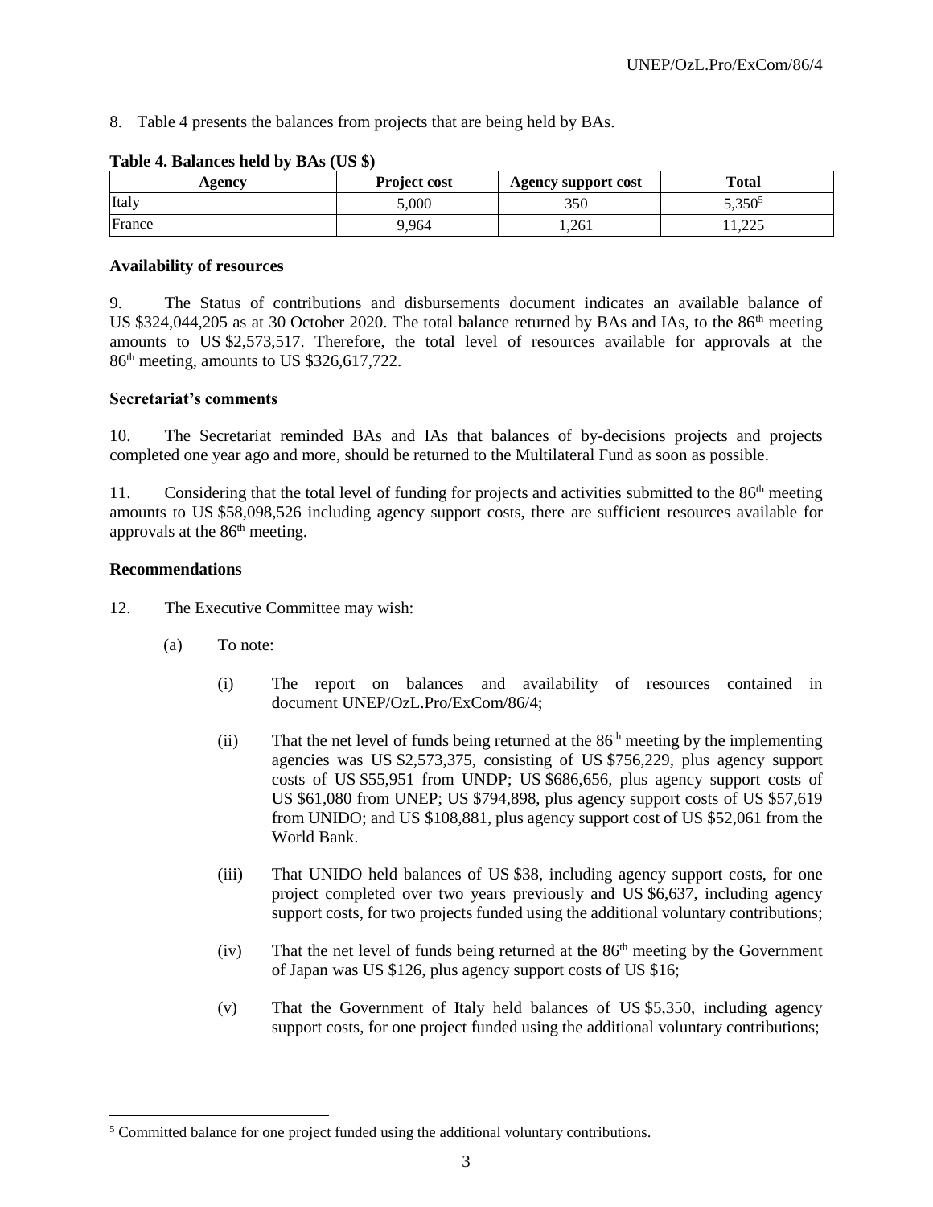8. Table 4 presents the balances from projects that are being held by BAs.

**Table 4. Balances held by BAs (US $)**

| Agency | Project cost | Agency support cost | Total |
|---|---|---|---|
| Italy | 5,000 | 350 | 5,350[5] |
| France | 9,964 | 1,261 | 11,225 |

**Availability of resources**

9. The Status of contributions and disbursements document indicates an available balance of US $324,044,205 as at 30 October 2020. The total balance returned by BAs and IAs, to the 86th meeting amounts to US $2,573,517. Therefore, the total level of resources available for approvals at the 86th meeting, amounts to US $326,617,722.

**Secretariat's comments**

10. The Secretariat reminded BAs and IAs that balances of by-decisions projects and projects completed one year ago and more, should be returned to the Multilateral Fund as soon as possible.

11. Considering that the total level of funding for projects and activities submitted to the 86th meeting amounts to US $58,098,526 including agency support costs, there are sufficient resources available for approvals at the 86th meeting.

**Recommendations**

12. The Executive Committee may wish:

(a) To note:

(i) The report on balances and availability of resources contained in document UNEP/OzL.Pro/ExCom/86/4;

(ii) That the net level of funds being returned at the 86th meeting by the implementing agencies was US $2,573,375, consisting of US $756,229, plus agency support costs of US $55,951 from UNDP; US $686,656, plus agency support costs of US $61,080 from UNEP; US $794,898, plus agency support costs of US $57,619 from UNIDO; and US $108,881, plus agency support cost of US $52,061 from the World Bank.

(iii) That UNIDO held balances of US $38, including agency support costs, for one project completed over two years previously and US $6,637, including agency support costs, for two projects funded using the additional voluntary contributions;

(iv) That the net level of funds being returned at the 86th meeting by the Government of Japan was US $126, plus agency support costs of US $16;

(v) That the Government of Italy held balances of US $5,350, including agency support costs, for one project funded using the additional voluntary contributions;

[5] Committed balance for one project funded using the additional voluntary contributions.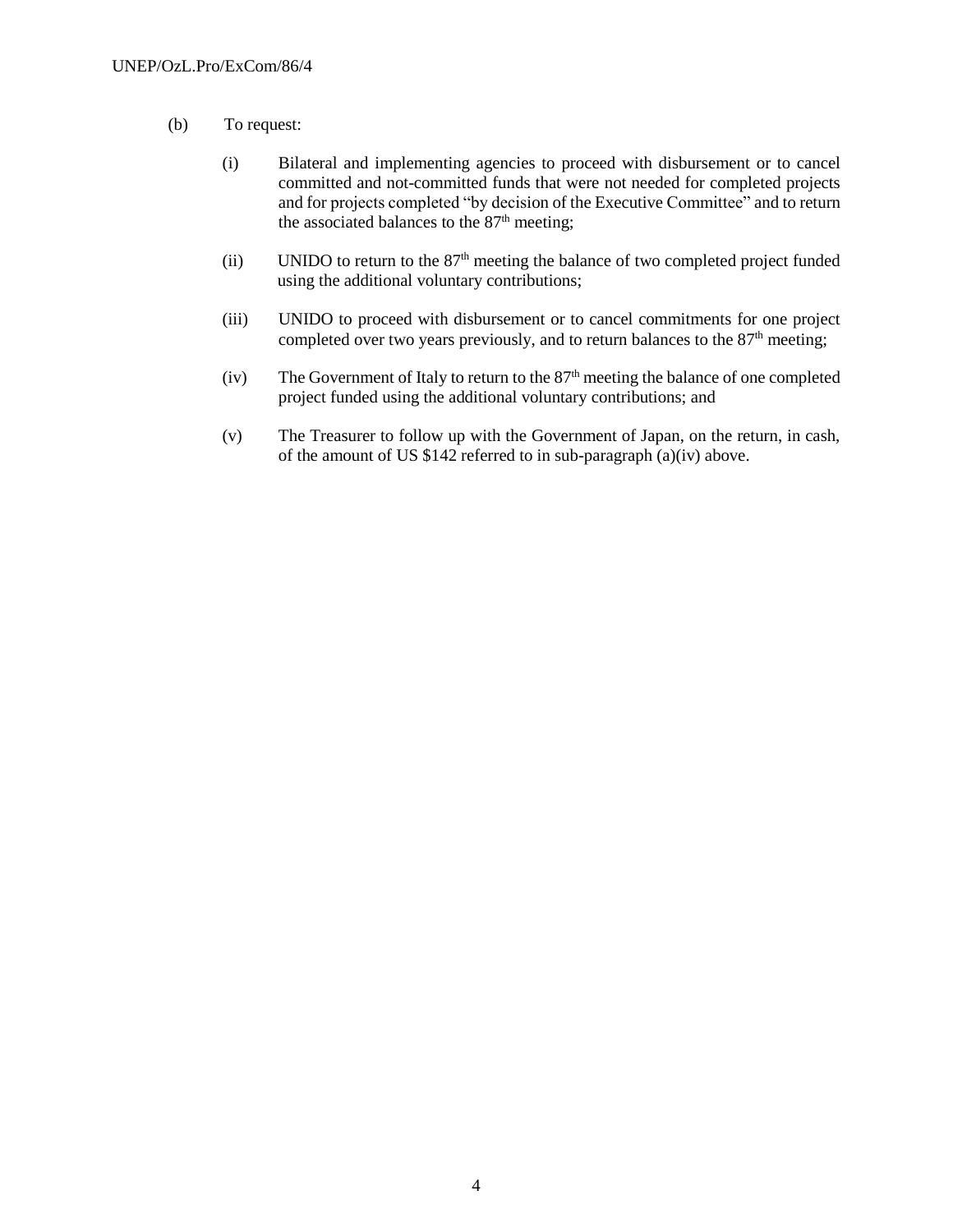(b) To request:

   (i) Bilateral and implementing agencies to proceed with disbursement or to cancel committed and not-committed funds that were not needed for completed projects and for projects completed "by decision of the Executive Committee" and to return the associated balances to the 87th meeting;

   (ii) UNIDO to return to the 87th meeting the balance of two completed project funded using the additional voluntary contributions;

   (iii) UNIDO to proceed with disbursement or to cancel commitments for one project completed over two years previously, and to return balances to the 87th meeting;

   (iv) The Government of Italy to return to the 87th meeting the balance of one completed project funded using the additional voluntary contributions; and

   (v) The Treasurer to follow up with the Government of Japan, on the return, in cash, of the amount of US $142 referred to in sub-paragraph (a)(iv) above.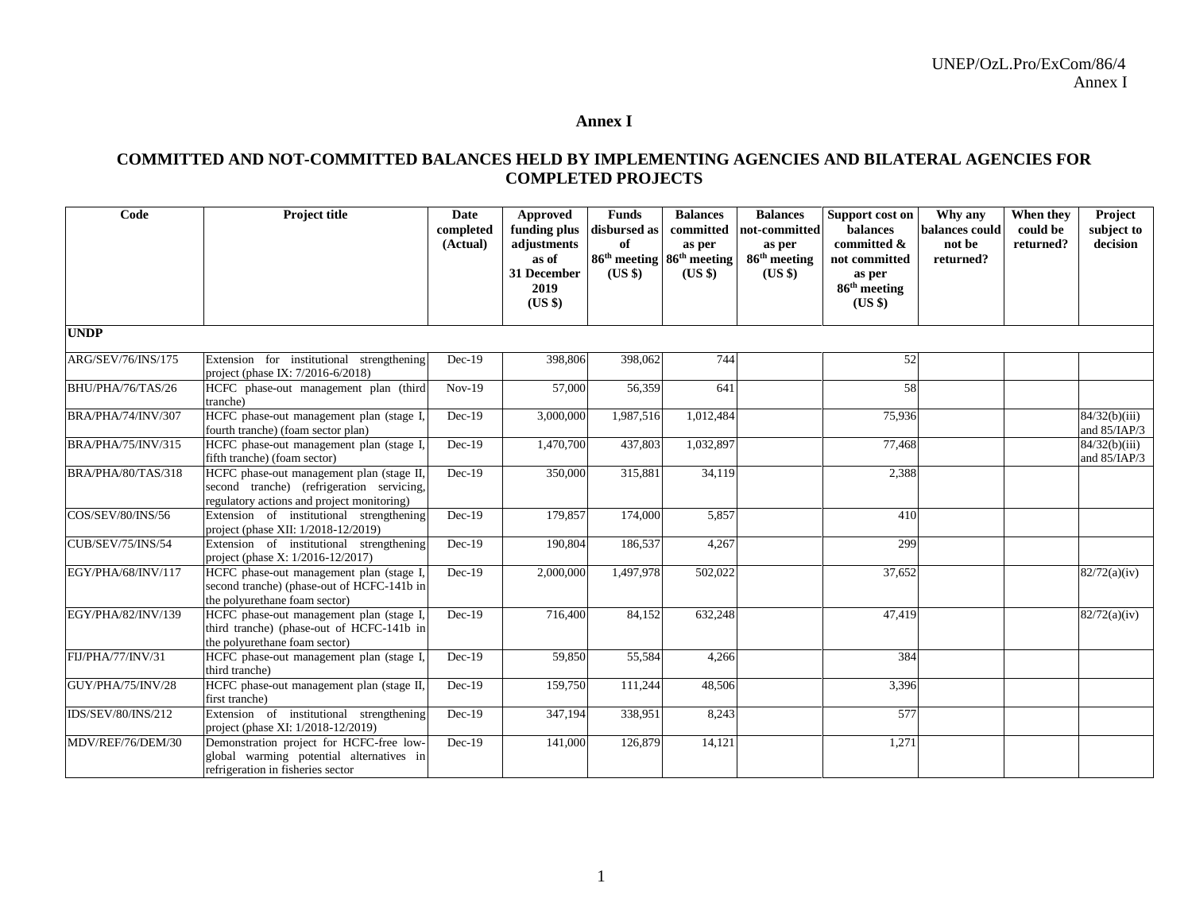# Annex I

## COMMITTED AND NOT-COMMITTED BALANCES HELD BY IMPLEMENTING AGENCIES AND BILATERAL AGENCIES FOR COMPLETED PROJECTS

| Code | Project title | Date completed (Actual) | Approved funding plus adjustments as of 31 December 2019 (US $) | Funds disbursed as of 86th meeting (US $) | Balances committed as per 86th meeting (US $) | Balances not-committed as per 86th meeting (US $) | Support cost on balances committed & not committed as per 86th meeting (US $) | Why any balances could not be returned? | When they could be returned? | Project subject to decision |
|---|---|---|---|---|---|---|---|---|---|---|
| **UNDP** | | | | | | | | | | |
| ARG/SEV/76/INS/175 | Extension for institutional strengthening project (phase IX: 7/2016-6/2018) | Dec-19 | 398,806 | 398,062 | 744 | | 52 | | | |
| BHU/PHA/76/TAS/26 | HCFC phase-out management plan (third tranche) | Nov-19 | 57,000 | 56,359 | 641 | | 58 | | | |
| BRA/PHA/74/INV/307 | HCFC phase-out management plan (stage I, fourth tranche) (foam sector plan) | Dec-19 | 3,000,000 | 1,987,516 | 1,012,484 | | 75,936 | | | 84/32(b)(iii) and 85/IAP/3 |
| BRA/PHA/75/INV/315 | HCFC phase-out management plan (stage I, fifth tranche) (foam sector) | Dec-19 | 1,470,700 | 437,803 | 1,032,897 | | 77,468 | | | 84/32(b)(iii) and 85/IAP/3 |
| BRA/PHA/80/TAS/318 | HCFC phase-out management plan (stage II, second tranche) (refrigeration servicing, regulatory actions and project monitoring) | Dec-19 | 350,000 | 315,881 | 34,119 | | 2,388 | | | |
| COS/SEV/80/INS/56 | Extension of institutional strengthening project (phase XII: 1/2018-12/2019) | Dec-19 | 179,857 | 174,000 | 5,857 | | 410 | | | |
| CUB/SEV/75/INS/54 | Extension of institutional strengthening project (phase X: 1/2016-12/2017) | Dec-19 | 190,804 | 186,537 | 4,267 | | 299 | | | |
| EGY/PHA/68/INV/117 | HCFC phase-out management plan (stage I, second tranche) (phase-out of HCFC-141b in the polyurethane foam sector) | Dec-19 | 2,000,000 | 1,497,978 | 502,022 | | 37,652 | | | 82/72(a)(iv) |
| EGY/PHA/82/INV/139 | HCFC phase-out management plan (stage I, third tranche) (phase-out of HCFC-141b in the polyurethane foam sector) | Dec-19 | 716,400 | 84,152 | 632,248 | | 47,419 | | | 82/72(a)(iv) |
| FIJ/PHA/77/INV/31 | HCFC phase-out management plan (stage I, third tranche) | Dec-19 | 59,850 | 55,584 | 4,266 | | 384 | | | |
| GUY/PHA/75/INV/28 | HCFC phase-out management plan (stage II, first tranche) | Dec-19 | 159,750 | 111,244 | 48,506 | | 3,396 | | | |
| IDS/SEV/80/INS/212 | Extension of institutional strengthening project (phase XI: 1/2018-12/2019) | Dec-19 | 347,194 | 338,951 | 8,243 | | 577 | | | |
| MDV/REF/76/DEM/30 | Demonstration project for HCFC-free low-global warming potential alternatives in refrigeration in fisheries sector | Dec-19 | 141,000 | 126,879 | 14,121 | | 1,271 | | | |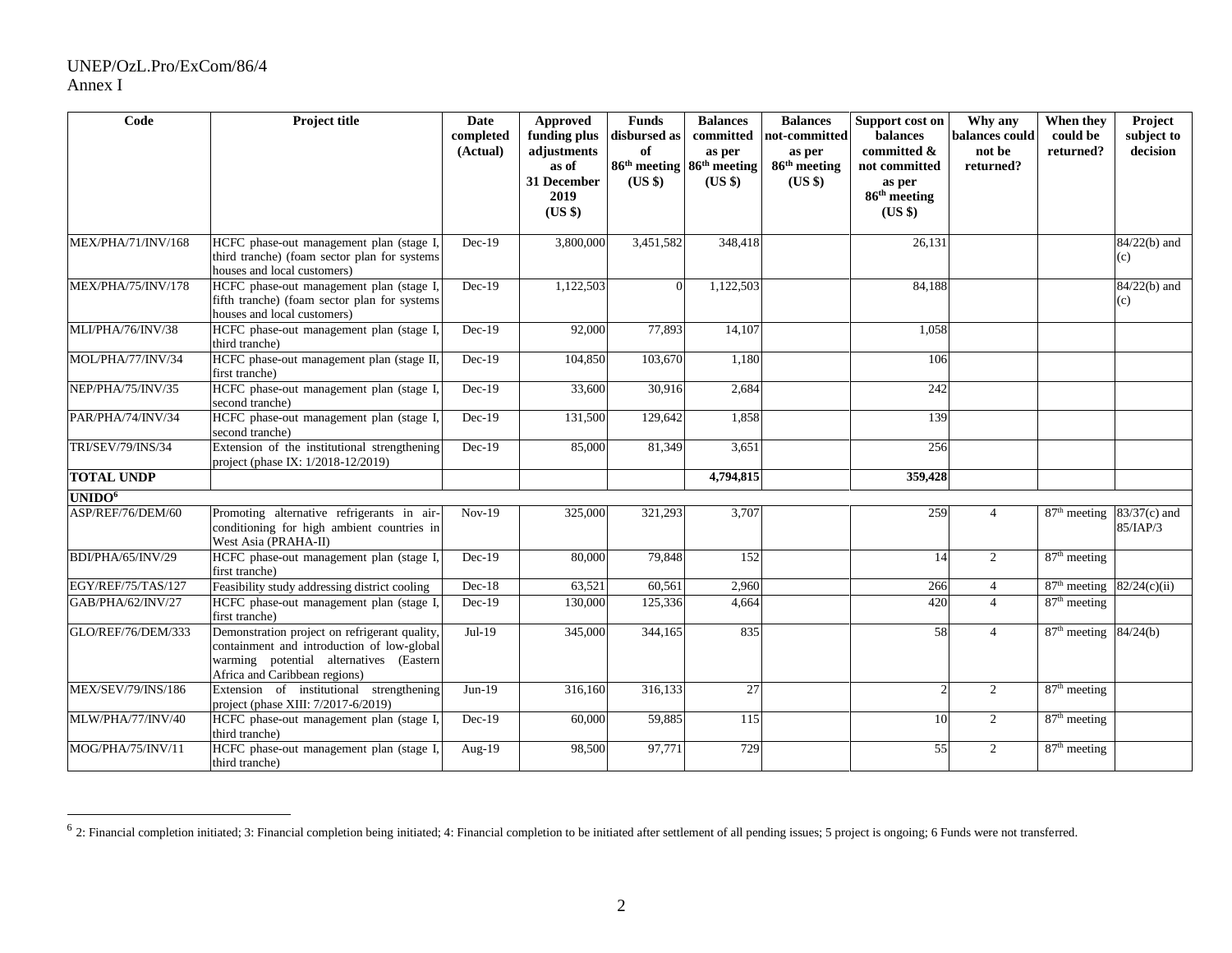| Code | Project title | Date completed (Actual) | Approved funding plus adjustments as of 31 December 2019 (US $) | Funds disbursed as of 86th meeting (US $) | Balances committed as per 86th meeting (US $) | Balances not-committed as per 86th meeting (US $) | Support cost on balances committed & not committed as per 86th meeting (US $) | Why any balances could not be returned? | When they could be returned? | Project subject to decision |
|---|---|---|---|---|---|---|---|---|---|---|
| MEX/PHA/71/INV/168 | HCFC phase-out management plan (stage I, third tranche) (foam sector plan for systems houses and local customers) | Dec-19 | 3,800,000 | 3,451,582 | 348,418 | | 26,131 | | | 84/22(b) and (c) |
| MEX/PHA/75/INV/178 | HCFC phase-out management plan (stage I, fifth tranche) (foam sector plan for systems houses and local customers) | Dec-19 | 1,122,503 | 0 | 1,122,503 | | 84,188 | | | 84/22(b) and (c) |
| MLI/PHA/76/INV/38 | HCFC phase-out management plan (stage I, third tranche) | Dec-19 | 92,000 | 77,893 | 14,107 | | 1,058 | | | |
| MOL/PHA/77/INV/34 | HCFC phase-out management plan (stage II, first tranche) | Dec-19 | 104,850 | 103,670 | 1,180 | | 106 | | | |
| NEP/PHA/75/INV/35 | HCFC phase-out management plan (stage I, second tranche) | Dec-19 | 33,600 | 30,916 | 2,684 | | 242 | | | |
| PAR/PHA/74/INV/34 | HCFC phase-out management plan (stage I, second tranche) | Dec-19 | 131,500 | 129,642 | 1,858 | | 139 | | | |
| TRI/SEV/79/INS/34 | Extension of the institutional strengthening project (phase IX: 1/2018-12/2019) | Dec-19 | 85,000 | 81,349 | 3,651 | | 256 | | | |
| **TOTAL UNDP** | | | | | **4,794,815** | | **359,428** | | | |
| **UNIDO**[6] | | | | | | | | | | |
| ASP/REF/76/DEM/60 | Promoting alternative refrigerants in air-conditioning for high ambient countries in West Asia (PRAHA-II) | Nov-19 | 325,000 | 321,293 | 3,707 | | 259 | 4 | 87th meeting | 83/37(c) and 85/IAP/3 |
| BDI/PHA/65/INV/29 | HCFC phase-out management plan (stage I, first tranche) | Dec-19 | 80,000 | 79,848 | 152 | | 14 | 2 | 87th meeting | |
| EGY/REF/75/TAS/127 | Feasibility study addressing district cooling | Dec-18 | 63,521 | 60,561 | 2,960 | | 266 | 4 | 87th meeting | 82/24(c)(ii) |
| GAB/PHA/62/INV/27 | HCFC phase-out management plan (stage I, first tranche) | Dec-19 | 130,000 | 125,336 | 4,664 | | 420 | 4 | 87th meeting | |
| GLO/REF/76/DEM/333 | Demonstration project on refrigerant quality, containment and introduction of low-global warming potential alternatives (Eastern Africa and Caribbean regions) | Jul-19 | 345,000 | 344,165 | 835 | | 58 | 4 | 87th meeting | 84/24(b) |
| MEX/SEV/79/INS/186 | Extension of institutional strengthening project (phase XIII: 7/2017-6/2019) | Jun-19 | 316,160 | 316,133 | 27 | | 2 | 2 | 87th meeting | |
| MLW/PHA/77/INV/40 | HCFC phase-out management plan (stage I, third tranche) | Dec-19 | 60,000 | 59,885 | 115 | | 10 | 2 | 87th meeting | |
| MOG/PHA/75/INV/11 | HCFC phase-out management plan (stage I, third tranche) | Aug-19 | 98,500 | 97,771 | 729 | | 55 | 2 | 87th meeting | |

[6] 2: Financial completion initiated; 3: Financial completion being initiated; 4: Financial completion to be initiated after settlement of all pending issues; 5 project is ongoing; 6 Funds were not transferred.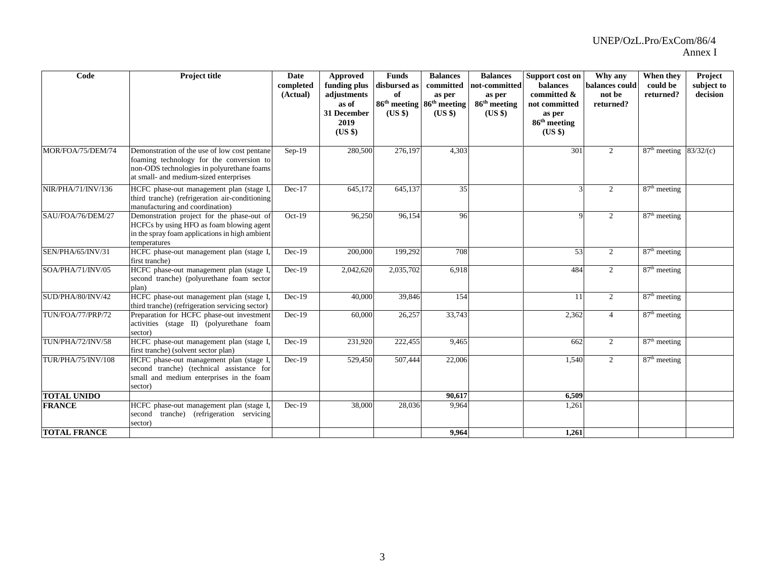| Code | Project title | Date completed (Actual) | Approved funding plus adjustments as of 31 December 2019 (US $) | Funds disbursed as of 86th meeting (US $) | Balances committed as per 86th meeting (US $) | Balances not-committed as per 86th meeting (US $) | Support cost on balances committed & not committed as per 86th meeting (US $) | Why any balances could not be returned? | When they could be returned? | Project subject to decision |
|---|---|---|---|---|---|---|---|---|---|---|
| MOR/FOA/75/DEM/74 | Demonstration of the use of low cost pentane foaming technology for the conversion to non-ODS technologies in polyurethane foams at small- and medium-sized enterprises | Sep-19 | 280,500 | 276,197 | 4,303 | | 301 | 2 | 87th meeting | 83/32/(c) |
| NIR/PHA/71/INV/136 | HCFC phase-out management plan (stage I, third tranche) (refrigeration air-conditioning manufacturing and coordination) | Dec-17 | 645,172 | 645,137 | 35 | | 3 | 2 | 87th meeting | |
| SAU/FOA/76/DEM/27 | Demonstration project for the phase-out of HCFCs by using HFO as foam blowing agent in the spray foam applications in high ambient temperatures | Oct-19 | 96,250 | 96,154 | 96 | | 9 | 2 | 87th meeting | |
| SEN/PHA/65/INV/31 | HCFC phase-out management plan (stage I, first tranche) | Dec-19 | 200,000 | 199,292 | 708 | | 53 | 2 | 87th meeting | |
| SOA/PHA/71/INV/05 | HCFC phase-out management plan (stage I, second tranche) (polyurethane foam sector plan) | Dec-19 | 2,042,620 | 2,035,702 | 6,918 | | 484 | 2 | 87th meeting | |
| SUD/PHA/80/INV/42 | HCFC phase-out management plan (stage I, third tranche) (refrigeration servicing sector) | Dec-19 | 40,000 | 39,846 | 154 | | 11 | 2 | 87th meeting | |
| TUN/FOA/77/PRP/72 | Preparation for HCFC phase-out investment activities (stage II) (polyurethane foam sector) | Dec-19 | 60,000 | 26,257 | 33,743 | | 2,362 | 4 | 87th meeting | |
| TUN/PHA/72/INV/58 | HCFC phase-out management plan (stage I, first tranche) (solvent sector plan) | Dec-19 | 231,920 | 222,455 | 9,465 | | 662 | 2 | 87th meeting | |
| TUR/PHA/75/INV/108 | HCFC phase-out management plan (stage I, second tranche) (technical assistance for small and medium enterprises in the foam sector) | Dec-19 | 529,450 | 507,444 | 22,006 | | 1,540 | 2 | 87th meeting | |
| **TOTAL UNIDO** | | | | | **90,617** | | **6,509** | | | |
| **FRANCE** | HCFC phase-out management plan (stage I, second tranche) (refrigeration servicing sector) | Dec-19 | 38,000 | 28,036 | 9,964 | | 1,261 | | | |
| **TOTAL FRANCE** | | | | | **9,964** | | **1,261** | | | |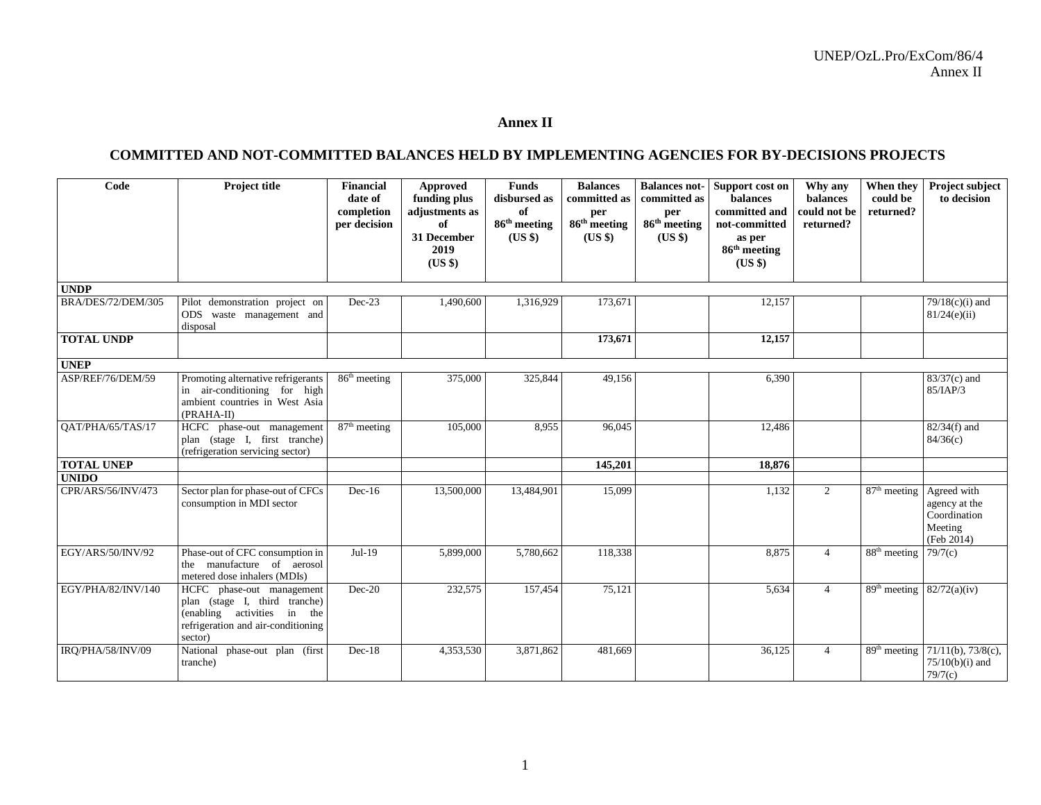# Annex II

## COMMITTED AND NOT-COMMITTED BALANCES HELD BY IMPLEMENTING AGENCIES FOR BY-DECISIONS PROJECTS

| Code | Project title | Financial date of completion per decision | Approved funding plus adjustments as of 31 December 2019 (US $) | Funds disbursed as of 86th meeting (US $) | Balances committed as per 86th meeting (US $) | Balances not-committed as per 86th meeting (US $) | Support cost on balances committed and not-committed as per 86th meeting (US $) | Why any balances could not be returned? | When they could be returned? | Project subject to decision |
|---|---|---|---|---|---|---|---|---|---|---|
| **UNDP** | | | | | | | | | | |
| BRA/DES/72/DEM/305 | Pilot demonstration project on ODS waste management and disposal | Dec-23 | 1,490,600 | 1,316,929 | 173,671 | | 12,157 | | | 79/18(c)(i) and 81/24(e)(ii) |
| **TOTAL UNDP** | | | | | **173,671** | | **12,157** | | | |
| **UNEP** | | | | | | | | | | |
| ASP/REF/76/DEM/59 | Promoting alternative refrigerants in air-conditioning for high ambient countries in West Asia (PRAHA-II) | 86th meeting | 375,000 | 325,844 | 49,156 | | 6,390 | | | 83/37(c) and 85/IAP/3 |
| QAT/PHA/65/TAS/17 | HCFC phase-out management plan (stage I, first tranche) (refrigeration servicing sector) | 87th meeting | 105,000 | 8,955 | 96,045 | | 12,486 | | | 82/34(f) and 84/36(c) |
| **TOTAL UNEP** | | | | | **145,201** | | **18,876** | | | |
| **UNIDO** | | | | | | | | | | |
| CPR/ARS/56/INV/473 | Sector plan for phase-out of CFCs consumption in MDI sector | Dec-16 | 13,500,000 | 13,484,901 | 15,099 | | 1,132 | 2 | 87th meeting | Agreed with agency at the Coordination Meeting (Feb 2014) |
| EGY/ARS/50/INV/92 | Phase-out of CFC consumption in the manufacture of aerosol metered dose inhalers (MDIs) | Jul-19 | 5,899,000 | 5,780,662 | 118,338 | | 8,875 | 4 | 88th meeting | 79/7(c) |
| EGY/PHA/82/INV/140 | HCFC phase-out management plan (stage I, third tranche) (enabling activities in the refrigeration and air-conditioning sector) | Dec-20 | 232,575 | 157,454 | 75,121 | | 5,634 | 4 | 89th meeting | 82/72(a)(iv) |
| IRQ/PHA/58/INV/09 | National phase-out plan (first tranche) | Dec-18 | 4,353,530 | 3,871,862 | 481,669 | | 36,125 | 4 | 89th meeting | 71/11(b), 73/8(c), 75/10(b)(i) and 79/7(c) |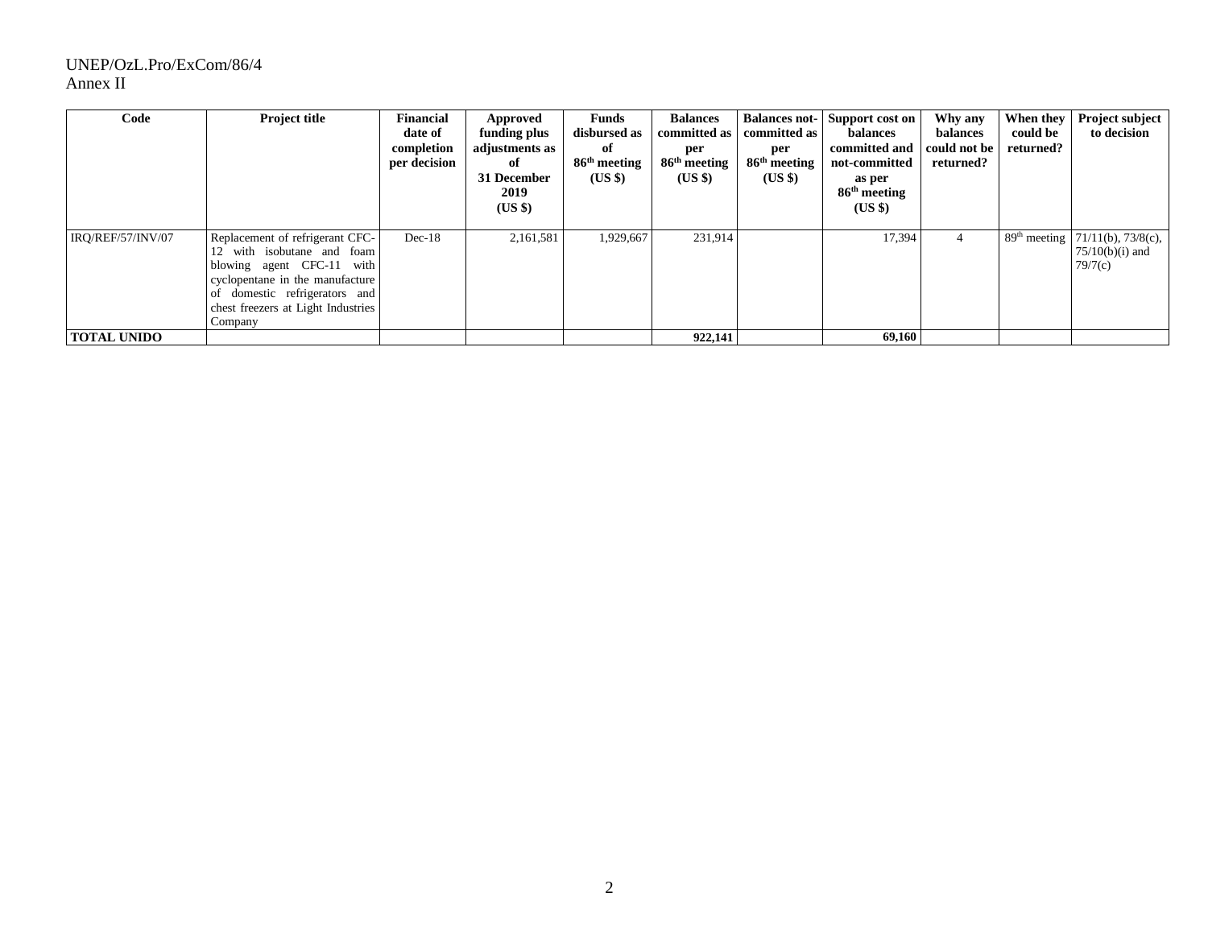| Code | Project title | Financial date of completion per decision | Approved funding plus adjustments as of 31 December 2019 (US $) | Funds disbursed as of 86th meeting (US $) | Balances committed as per 86th meeting (US $) | Balances not-committed as per 86th meeting (US $) | Support cost on balances committed and not-committed as per 86th meeting (US $) | Why any balances could not be returned? | When they could be returned? | Project subject to decision |
|---|---|---|---|---|---|---|---|---|---|---|
| IRQ/REF/57/INV/07 | Replacement of refrigerant CFC-12 with isobutane and foam blowing agent CFC-11 with cyclopentane in the manufacture of domestic refrigerators and chest freezers at Light Industries Company | Dec-18 | 2,161,581 | 1,929,667 | 231,914 | | 17,394 | 4 | 89th meeting | 71/11(b), 73/8(c), 75/10(b)(i) and 79/7(c) |
| **TOTAL UNIDO** | | | | | **922,141** | | **69,160** | | | |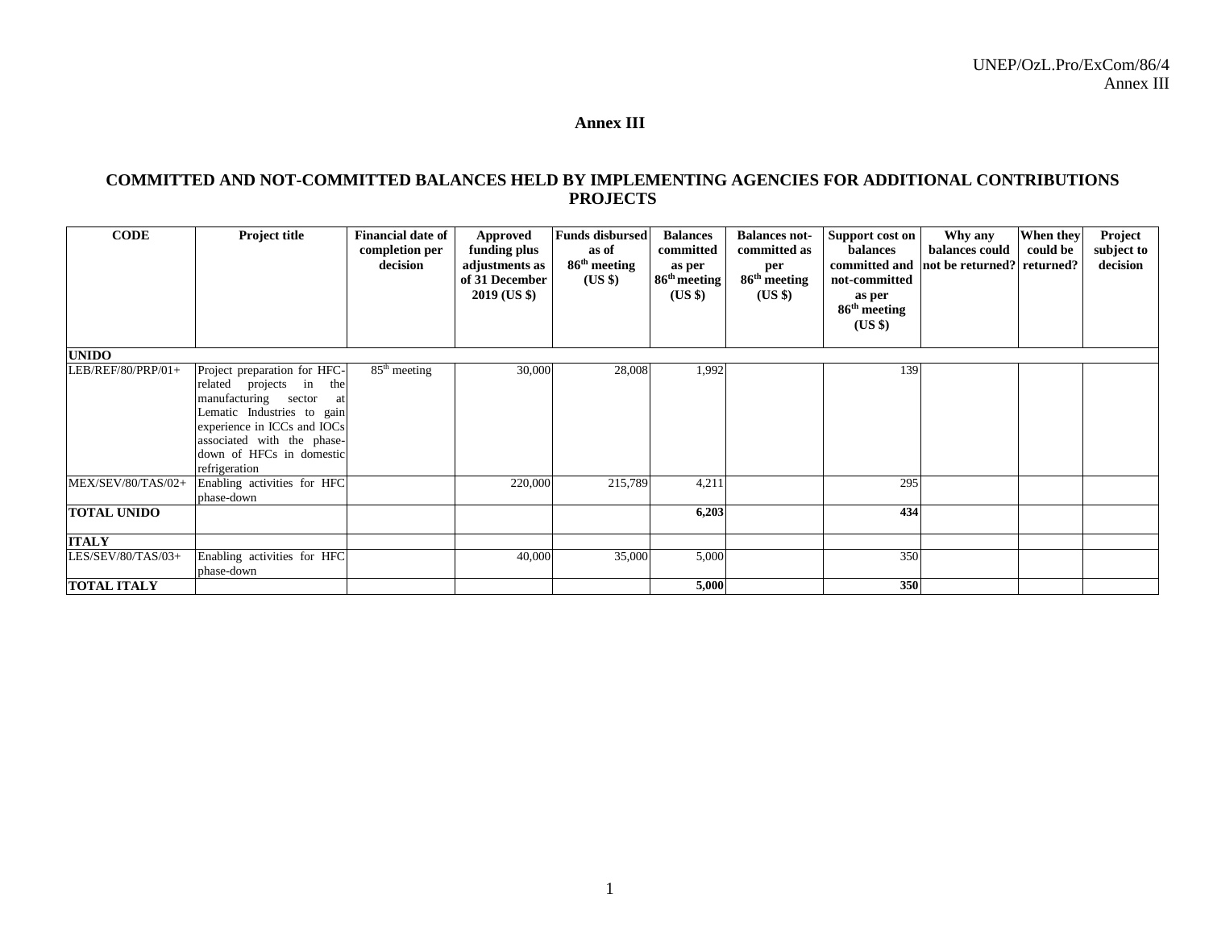# Annex III

## COMMITTED AND NOT-COMMITTED BALANCES HELD BY IMPLEMENTING AGENCIES FOR ADDITIONAL CONTRIBUTIONS PROJECTS

| CODE | Project title | Financial date of completion per decision | Approved funding plus adjustments as of 31 December 2019 (US $) | Funds disbursed as of 86th meeting (US $) | Balances committed as per 86th meeting (US $) | Balances not-committed as per 86th meeting (US $) | Support cost on balances committed and not-committed as per 86th meeting (US $) | Why any balances could not be returned? | When they could be returned? | Project subject to decision |
|---|---|---|---|---|---|---|---|---|---|---|
| **UNIDO** | | | | | | | | | | |
| LEB/REF/80/PRP/01+ | Project preparation for HFC-related projects in the manufacturing sector at Lematic Industries to gain experience in ICCs and IOCs associated with the phase-down of HFCs in domestic refrigeration | 85th meeting | 30,000 | 28,008 | 1,992 | | 139 | | | |
| MEX/SEV/80/TAS/02+ | Enabling activities for HFC phase-down | | 220,000 | 215,789 | 4,211 | | 295 | | | |
| **TOTAL UNIDO** | | | | | **6,203** | | **434** | | | |
| **ITALY** | | | | | | | | | | |
| LES/SEV/80/TAS/03+ | Enabling activities for HFC phase-down | | 40,000 | 35,000 | 5,000 | | 350 | | | |
| **TOTAL ITALY** | | | | | **5,000** | | **350** | | | |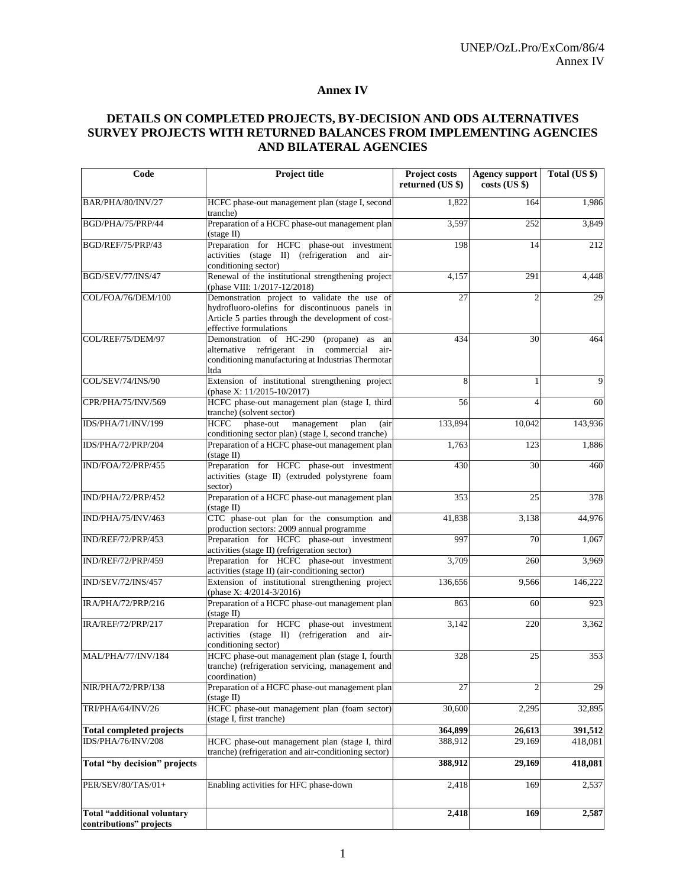# Annex IV

## DETAILS ON COMPLETED PROJECTS, BY-DECISION AND ODS ALTERNATIVES SURVEY PROJECTS WITH RETURNED BALANCES FROM IMPLEMENTING AGENCIES AND BILATERAL AGENCIES

| Code | Project title | Project costs returned (US $) | Agency support costs (US $) | Total (US $) |
|---|---|---|---|---|
| BAR/PHA/80/INV/27 | HCFC phase-out management plan (stage I, second tranche) | 1,822 | 164 | 1,986 |
| BGD/PHA/75/PRP/44 | Preparation of a HCFC phase-out management plan (stage II) | 3,597 | 252 | 3,849 |
| BGD/REF/75/PRP/43 | Preparation for HCFC phase-out investment activities (stage II) (refrigeration and air-conditioning sector) | 198 | 14 | 212 |
| BGD/SEV/77/INS/47 | Renewal of the institutional strengthening project (phase VIII: 1/2017-12/2018) | 4,157 | 291 | 4,448 |
| COL/FOA/76/DEM/100 | Demonstration project to validate the use of hydrofluoro-olefins for discontinuous panels in Article 5 parties through the development of cost-effective formulations | 27 | 2 | 29 |
| COL/REF/75/DEM/97 | Demonstration of HC-290 (propane) as an alternative refrigerant in commercial air-conditioning manufacturing at Industrias Thermotar ltda | 434 | 30 | 464 |
| COL/SEV/74/INS/90 | Extension of institutional strengthening project (phase X: 11/2015-10/2017) | 8 | 1 | 9 |
| CPR/PHA/75/INV/569 | HCFC phase-out management plan (stage I, third tranche) (solvent sector) | 56 | 4 | 60 |
| IDS/PHA/71/INV/199 | HCFC phase-out management plan (air conditioning sector plan) (stage I, second tranche) | 133,894 | 10,042 | 143,936 |
| IDS/PHA/72/PRP/204 | Preparation of a HCFC phase-out management plan (stage II) | 1,763 | 123 | 1,886 |
| IND/FOA/72/PRP/455 | Preparation for HCFC phase-out investment activities (stage II) (extruded polystyrene foam sector) | 430 | 30 | 460 |
| IND/PHA/72/PRP/452 | Preparation of a HCFC phase-out management plan (stage II) | 353 | 25 | 378 |
| IND/PHA/75/INV/463 | CTC phase-out plan for the consumption and production sectors: 2009 annual programme | 41,838 | 3,138 | 44,976 |
| IND/REF/72/PRP/453 | Preparation for HCFC phase-out investment activities (stage II) (refrigeration sector) | 997 | 70 | 1,067 |
| IND/REF/72/PRP/459 | Preparation for HCFC phase-out investment activities (stage II) (air-conditioning sector) | 3,709 | 260 | 3,969 |
| IND/SEV/72/INS/457 | Extension of institutional strengthening project (phase X: 4/2014-3/2016) | 136,656 | 9,566 | 146,222 |
| IRA/PHA/72/PRP/216 | Preparation of a HCFC phase-out management plan (stage II) | 863 | 60 | 923 |
| IRA/REF/72/PRP/217 | Preparation for HCFC phase-out investment activities (stage II) (refrigeration and air-conditioning sector) | 3,142 | 220 | 3,362 |
| MAL/PHA/77/INV/184 | HCFC phase-out management plan (stage I, fourth tranche) (refrigeration servicing, management and coordination) | 328 | 25 | 353 |
| NIR/PHA/72/PRP/138 | Preparation of a HCFC phase-out management plan (stage II) | 27 | 2 | 29 |
| TRI/PHA/64/INV/26 | HCFC phase-out management plan (foam sector) (stage I, first tranche) | 30,600 | 2,295 | 32,895 |
| **Total completed projects** | | **364,899** | **26,613** | **391,512** |
| IDS/PHA/76/INV/208 | HCFC phase-out management plan (stage I, third tranche) (refrigeration and air-conditioning sector) | 388,912 | 29,169 | 418,081 |
| **Total "by decision" projects** | | **388,912** | **29,169** | **418,081** |
| PER/SEV/80/TAS/01+ | Enabling activities for HFC phase-down | 2,418 | 169 | 2,537 |
| **Total "additional voluntary contributions" projects** | | **2,418** | **169** | **2,587** |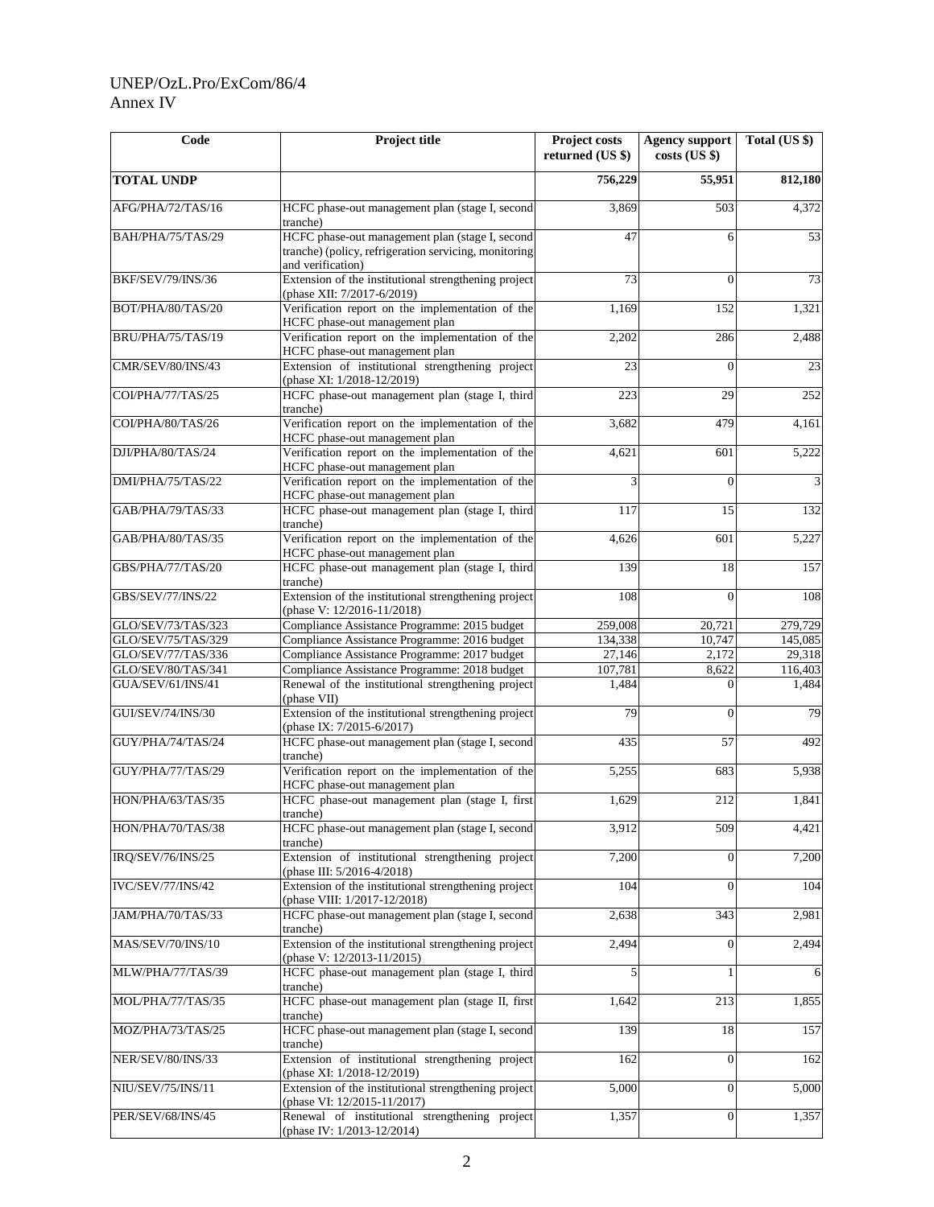| Code | Project title | Project costs returned (US $) | Agency support costs (US $) | Total (US $) |
|---|---|---|---|---|
| **TOTAL UNDP** | | **756,229** | **55,951** | **812,180** |
| AFG/PHA/72/TAS/16 | HCFC phase-out management plan (stage I, second tranche) | 3,869 | 503 | 4,372 |
| BAH/PHA/75/TAS/29 | HCFC phase-out management plan (stage I, second tranche) (policy, refrigeration servicing, monitoring and verification) | 47 | 6 | 53 |
| BKF/SEV/79/INS/36 | Extension of the institutional strengthening project (phase XII: 7/2017-6/2019) | 73 | 0 | 73 |
| BOT/PHA/80/TAS/20 | Verification report on the implementation of the HCFC phase-out management plan | 1,169 | 152 | 1,321 |
| BRU/PHA/75/TAS/19 | Verification report on the implementation of the HCFC phase-out management plan | 2,202 | 286 | 2,488 |
| CMR/SEV/80/INS/43 | Extension of institutional strengthening project (phase XI: 1/2018-12/2019) | 23 | 0 | 23 |
| COI/PHA/77/TAS/25 | HCFC phase-out management plan (stage I, third tranche) | 223 | 29 | 252 |
| COI/PHA/80/TAS/26 | Verification report on the implementation of the HCFC phase-out management plan | 3,682 | 479 | 4,161 |
| DJI/PHA/80/TAS/24 | Verification report on the implementation of the HCFC phase-out management plan | 4,621 | 601 | 5,222 |
| DMI/PHA/75/TAS/22 | Verification report on the implementation of the HCFC phase-out management plan | 3 | 0 | 3 |
| GAB/PHA/79/TAS/33 | HCFC phase-out management plan (stage I, third tranche) | 117 | 15 | 132 |
| GAB/PHA/80/TAS/35 | Verification report on the implementation of the HCFC phase-out management plan | 4,626 | 601 | 5,227 |
| GBS/PHA/77/TAS/20 | HCFC phase-out management plan (stage I, third tranche) | 139 | 18 | 157 |
| GBS/SEV/77/INS/22 | Extension of the institutional strengthening project (phase V: 12/2016-11/2018) | 108 | 0 | 108 |
| GLO/SEV/73/TAS/323 | Compliance Assistance Programme: 2015 budget | 259,008 | 20,721 | 279,729 |
| GLO/SEV/75/TAS/329 | Compliance Assistance Programme: 2016 budget | 134,338 | 10,747 | 145,085 |
| GLO/SEV/77/TAS/336 | Compliance Assistance Programme: 2017 budget | 27,146 | 2,172 | 29,318 |
| GLO/SEV/80/TAS/341 | Compliance Assistance Programme: 2018 budget | 107,781 | 8,622 | 116,403 |
| GUA/SEV/61/INS/41 | Renewal of the institutional strengthening project (phase VII) | 1,484 | 0 | 1,484 |
| GUI/SEV/74/INS/30 | Extension of the institutional strengthening project (phase IX: 7/2015-6/2017) | 79 | 0 | 79 |
| GUY/PHA/74/TAS/24 | HCFC phase-out management plan (stage I, second tranche) | 435 | 57 | 492 |
| GUY/PHA/77/TAS/29 | Verification report on the implementation of the HCFC phase-out management plan | 5,255 | 683 | 5,938 |
| HON/PHA/63/TAS/35 | HCFC phase-out management plan (stage I, first tranche) | 1,629 | 212 | 1,841 |
| HON/PHA/70/TAS/38 | HCFC phase-out management plan (stage I, second tranche) | 3,912 | 509 | 4,421 |
| IRQ/SEV/76/INS/25 | Extension of institutional strengthening project (phase III: 5/2016-4/2018) | 7,200 | 0 | 7,200 |
| IVC/SEV/77/INS/42 | Extension of the institutional strengthening project (phase VIII: 1/2017-12/2018) | 104 | 0 | 104 |
| JAM/PHA/70/TAS/33 | HCFC phase-out management plan (stage I, second tranche) | 2,638 | 343 | 2,981 |
| MAS/SEV/70/INS/10 | Extension of the institutional strengthening project (phase V: 12/2013-11/2015) | 2,494 | 0 | 2,494 |
| MLW/PHA/77/TAS/39 | HCFC phase-out management plan (stage I, third tranche) | 5 | 1 | 6 |
| MOL/PHA/77/TAS/35 | HCFC phase-out management plan (stage II, first tranche) | 1,642 | 213 | 1,855 |
| MOZ/PHA/73/TAS/25 | HCFC phase-out management plan (stage I, second tranche) | 139 | 18 | 157 |
| NER/SEV/80/INS/33 | Extension of institutional strengthening project (phase XI: 1/2018-12/2019) | 162 | 0 | 162 |
| NIU/SEV/75/INS/11 | Extension of the institutional strengthening project (phase VI: 12/2015-11/2017) | 5,000 | 0 | 5,000 |
| PER/SEV/68/INS/45 | Renewal of institutional strengthening project (phase IV: 1/2013-12/2014) | 1,357 | 0 | 1,357 |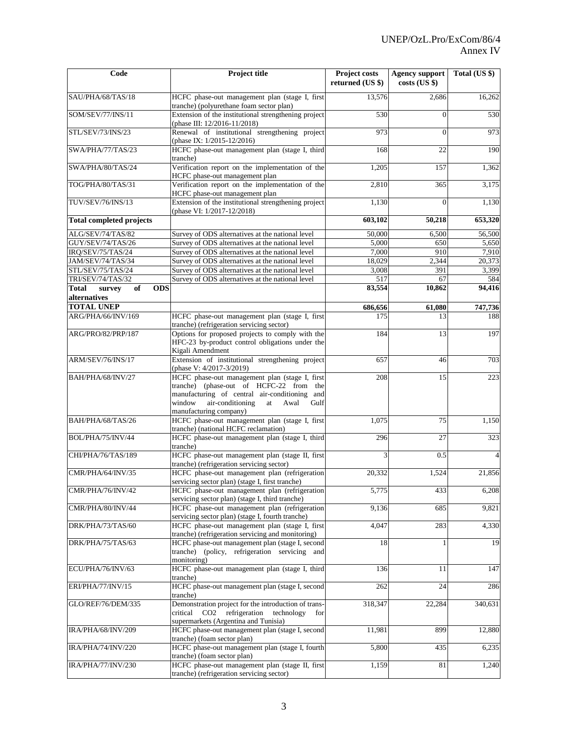| Code | Project title | Project costs returned (US $) | Agency support costs (US $) | Total (US $) |
|---|---|---|---|---|
| SAU/PHA/68/TAS/18 | HCFC phase-out management plan (stage I, first tranche) (polyurethane foam sector plan) | 13,576 | 2,686 | 16,262 |
| SOM/SEV/77/INS/11 | Extension of the institutional strengthening project (phase III: 12/2016-11/2018) | 530 | 0 | 530 |
| STL/SEV/73/INS/23 | Renewal of institutional strengthening project (phase IX: 1/2015-12/2016) | 973 | 0 | 973 |
| SWA/PHA/77/TAS/23 | HCFC phase-out management plan (stage I, third tranche) | 168 | 22 | 190 |
| SWA/PHA/80/TAS/24 | Verification report on the implementation of the HCFC phase-out management plan | 1,205 | 157 | 1,362 |
| TOG/PHA/80/TAS/31 | Verification report on the implementation of the HCFC phase-out management plan | 2,810 | 365 | 3,175 |
| TUV/SEV/76/INS/13 | Extension of the institutional strengthening project (phase VI: 1/2017-12/2018) | 1,130 | 0 | 1,130 |
| **Total completed projects** | | **603,102** | **50,218** | **653,320** |
| ALG/SEV/74/TAS/82 | Survey of ODS alternatives at the national level | 50,000 | 6,500 | 56,500 |
| GUY/SEV/74/TAS/26 | Survey of ODS alternatives at the national level | 5,000 | 650 | 5,650 |
| IRQ/SEV/75/TAS/24 | Survey of ODS alternatives at the national level | 7,000 | 910 | 7,910 |
| JAM/SEV/74/TAS/34 | Survey of ODS alternatives at the national level | 18,029 | 2,344 | 20,373 |
| STL/SEV/75/TAS/24 | Survey of ODS alternatives at the national level | 3,008 | 391 | 3,399 |
| TRI/SEV/74/TAS/32 | Survey of ODS alternatives at the national level | 517 | 67 | 584 |
| **Total survey of ODS alternatives** | | **83,554** | **10,862** | **94,416** |
| **TOTAL UNEP** | | **686,656** | **61,080** | **747,736** |
| ARG/PHA/66/INV/169 | HCFC phase-out management plan (stage I, first tranche) (refrigeration servicing sector) | 175 | 13 | 188 |
| ARG/PRO/82/PRP/187 | Options for proposed projects to comply with the HFC-23 by-product control obligations under the Kigali Amendment | 184 | 13 | 197 |
| ARM/SEV/76/INS/17 | Extension of institutional strengthening project (phase V: 4/2017-3/2019) | 657 | 46 | 703 |
| BAH/PHA/68/INV/27 | HCFC phase-out management plan (stage I, first tranche) (phase-out of HCFC-22 from the manufacturing of central air-conditioning and window air-conditioning at Awal Gulf manufacturing company) | 208 | 15 | 223 |
| BAH/PHA/68/TAS/26 | HCFC phase-out management plan (stage I, first tranche) (national HCFC reclamation) | 1,075 | 75 | 1,150 |
| BOL/PHA/75/INV/44 | HCFC phase-out management plan (stage I, third tranche) | 296 | 27 | 323 |
| CHI/PHA/76/TAS/189 | HCFC phase-out management plan (stage II, first tranche) (refrigeration servicing sector) | 3 | 0.5 | 4 |
| CMR/PHA/64/INV/35 | HCFC phase-out management plan (refrigeration servicing sector plan) (stage I, first tranche) | 20,332 | 1,524 | 21,856 |
| CMR/PHA/76/INV/42 | HCFC phase-out management plan (refrigeration servicing sector plan) (stage I, third tranche) | 5,775 | 433 | 6,208 |
| CMR/PHA/80/INV/44 | HCFC phase-out management plan (refrigeration servicing sector plan) (stage I, fourth tranche) | 9,136 | 685 | 9,821 |
| DRK/PHA/73/TAS/60 | HCFC phase-out management plan (stage I, first tranche) (refrigeration servicing and monitoring) | 4,047 | 283 | 4,330 |
| DRK/PHA/75/TAS/63 | HCFC phase-out management plan (stage I, second tranche) (policy, refrigeration servicing and monitoring) | 18 | 1 | 19 |
| ECU/PHA/76/INV/63 | HCFC phase-out management plan (stage I, third tranche) | 136 | 11 | 147 |
| ERI/PHA/77/INV/15 | HCFC phase-out management plan (stage I, second tranche) | 262 | 24 | 286 |
| GLO/REF/76/DEM/335 | Demonstration project for the introduction of trans-critical CO2 refrigeration technology for supermarkets (Argentina and Tunisia) | 318,347 | 22,284 | 340,631 |
| IRA/PHA/68/INV/209 | HCFC phase-out management plan (stage I, second tranche) (foam sector plan) | 11,981 | 899 | 12,880 |
| IRA/PHA/74/INV/220 | HCFC phase-out management plan (stage I, fourth tranche) (foam sector plan) | 5,800 | 435 | 6,235 |
| IRA/PHA/77/INV/230 | HCFC phase-out management plan (stage II, first tranche) (refrigeration servicing sector) | 1,159 | 81 | 1,240 |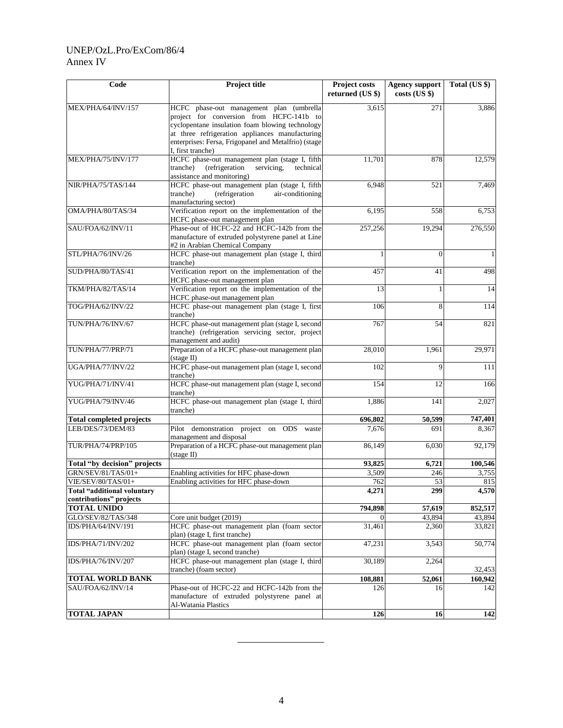| Code | Project title | Project costs returned (US $) | Agency support costs (US $) | Total (US $) |
|---|---|---|---|---|
| MEX/PHA/64/INV/157 | HCFC phase-out management plan (umbrella project for conversion from HCFC-141b to cyclopentane insulation foam blowing technology at three refrigeration appliances manufacturing enterprises: Fersa, Frigopanel and Metalfrio) (stage I, first tranche) | 3,615 | 271 | 3,886 |
| MEX/PHA/75/INV/177 | HCFC phase-out management plan (stage I, fifth tranche) (refrigeration servicing, technical assistance and monitoring) | 11,701 | 878 | 12,579 |
| NIR/PHA/75/TAS/144 | HCFC phase-out management plan (stage I, fifth tranche) (refrigeration air-conditioning manufacturing sector) | 6,948 | 521 | 7,469 |
| OMA/PHA/80/TAS/34 | Verification report on the implementation of the HCFC phase-out management plan | 6,195 | 558 | 6,753 |
| SAU/FOA/62/INV/11 | Phase-out of HCFC-22 and HCFC-142b from the manufacture of extruded polystyrene panel at Line #2 in Arabian Chemical Company | 257,256 | 19,294 | 276,550 |
| STL/PHA/76/INV/26 | HCFC phase-out management plan (stage I, third tranche) | 1 | 0 | 1 |
| SUD/PHA/80/TAS/41 | Verification report on the implementation of the HCFC phase-out management plan | 457 | 41 | 498 |
| TKM/PHA/82/TAS/14 | Verification report on the implementation of the HCFC phase-out management plan | 13 | 1 | 14 |
| TOG/PHA/62/INV/22 | HCFC phase-out management plan (stage I, first tranche) | 106 | 8 | 114 |
| TUN/PHA/76/INV/67 | HCFC phase-out management plan (stage I, second tranche) (refrigeration servicing sector, project management and audit) | 767 | 54 | 821 |
| TUN/PHA/77/PRP/71 | Preparation of a HCFC phase-out management plan (stage II) | 28,010 | 1,961 | 29,971 |
| UGA/PHA/77/INV/22 | HCFC phase-out management plan (stage I, second tranche) | 102 | 9 | 111 |
| YUG/PHA/71/INV/41 | HCFC phase-out management plan (stage I, second tranche) | 154 | 12 | 166 |
| YUG/PHA/79/INV/46 | HCFC phase-out management plan (stage I, third tranche) | 1,886 | 141 | 2,027 |
| **Total completed projects** | | **696,802** | **50,599** | **747,401** |
| LEB/DES/73/DEM/83 | Pilot demonstration project on ODS waste management and disposal | 7,676 | 691 | 8,367 |
| TUR/PHA/74/PRP/105 | Preparation of a HCFC phase-out management plan (stage II) | 86,149 | 6,030 | 92,179 |
| **Total "by decision" projects** | | **93,825** | **6,721** | **100,546** |
| GRN/SEV/81/TAS/01+ | Enabling activities for HFC phase-down | 3,509 | 246 | 3,755 |
| VIE/SEV/80/TAS/01+ | Enabling activities for HFC phase-down | 762 | 53 | 815 |
| **Total "additional voluntary contributions" projects** | | **4,271** | **299** | **4,570** |
| **TOTAL UNIDO** | | **794,898** | **57,619** | **852,517** |
| GLO/SEV/82/TAS/348 | Core unit budget (2019) | 0 | 43,894 | 43,894 |
| IDS/PHA/64/INV/191 | HCFC phase-out management plan (foam sector plan) (stage I, first tranche) | 31,461 | 2,360 | 33,821 |
| IDS/PHA/71/INV/202 | HCFC phase-out management plan (foam sector plan) (stage I, second tranche) | 47,231 | 3,543 | 50,774 |
| IDS/PHA/76/INV/207 | HCFC phase-out management plan (stage I, third tranche) (foam sector) | 30,189 | 2,264 | 32,453 |
| **TOTAL WORLD BANK** | | **108,881** | **52,061** | **160,942** |
| SAU/FOA/62/INV/14 | Phase-out of HCFC-22 and HCFC-142b from the manufacture of extruded polystyrene panel at Al-Watania Plastics | 126 | 16 | 142 |
| **TOTAL JAPAN** | | **126** | **16** | **142** |